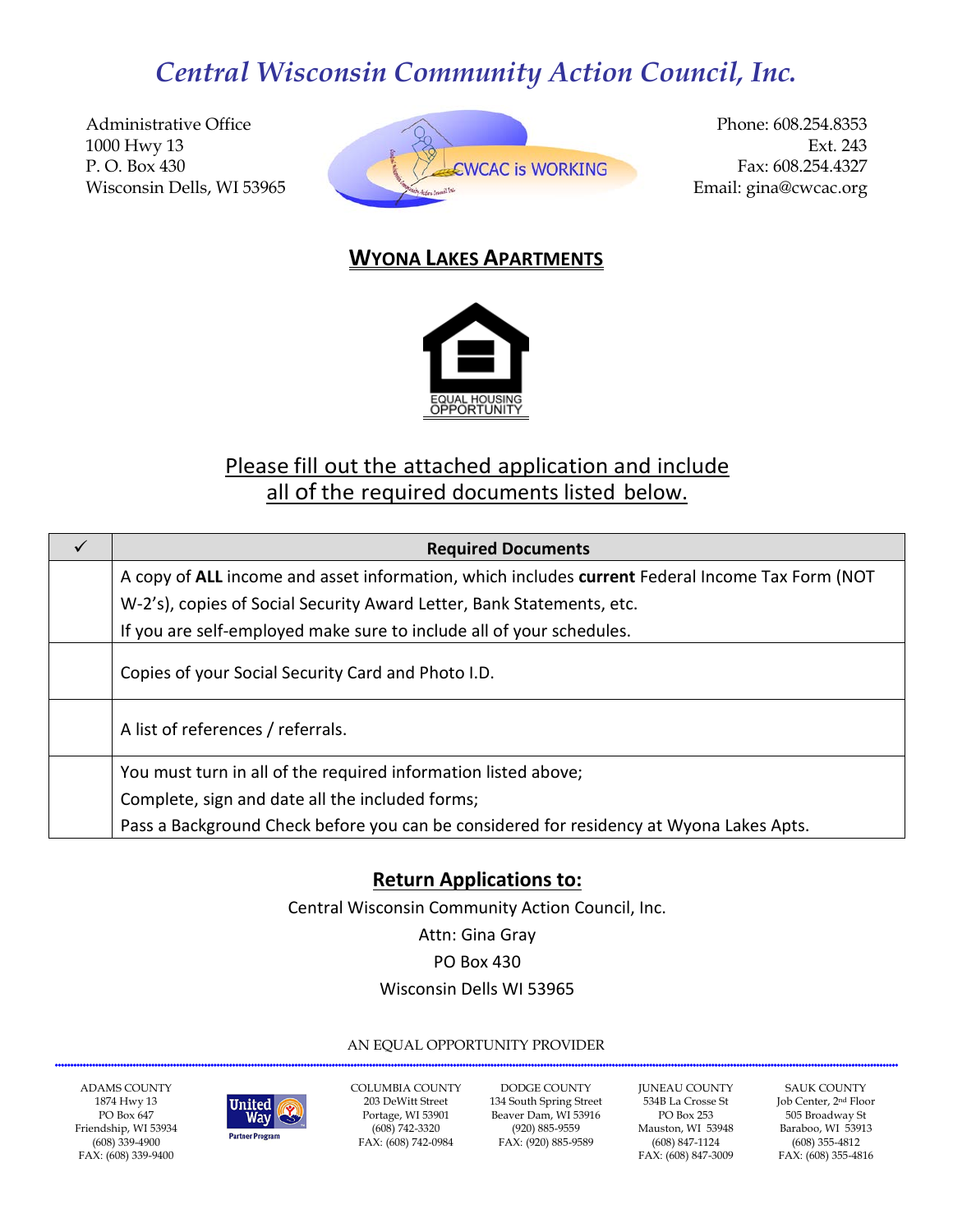# *Central Wisconsin Community Action Council, Inc.*

Administrative Office
1000 Hwy 13
P. O. Box 430
Wisconsin Dells, WI 53965

CWCAC is WORKING

Phone: 608.254.8353
Ext. 243
Fax: 608.254.4327
Email: gina@cwcac.org

## WYONA LAKES APARTMENTS

EQUAL HOUSING OPPORTUNITY

Please fill out the attached application and include all of the required documents listed below.

| ✓ | Required Documents |
|---|---|
| | A copy of **ALL** income and asset information, which includes **current** Federal Income Tax Form (NOT W-2's), copies of Social Security Award Letter, Bank Statements, etc.<br>If you are self-employed make sure to include all of your schedules. |
| | Copies of your Social Security Card and Photo I.D. |
| | A list of references / referrals. |
| | You must turn in all of the required information listed above;<br>Complete, sign and date all the included forms;<br>Pass a Background Check before you can be considered for residency at Wyona Lakes Apts. |

## Return Applications to:

Central Wisconsin Community Action Council, Inc.
Attn: Gina Gray
PO Box 430
Wisconsin Dells WI 53965

AN EQUAL OPPORTUNITY PROVIDER

ADAMS COUNTY
1874 Hwy 13
PO Box 647
Friendship, WI 53934
(608) 339-4900
FAX: (608) 339-9400

United Way Partner Program

COLUMBIA COUNTY
203 DeWitt Street
Portage, WI 53901
(608) 742-3320
FAX: (608) 742-0984

DODGE COUNTY
134 South Spring Street
Beaver Dam, WI 53916
(920) 885-9559
FAX: (920) 885-9589

JUNEAU COUNTY
534B La Crosse St
PO Box 253
Mauston, WI 53948
(608) 847-1124
FAX: (608) 847-3009

SAUK COUNTY
Job Center, 2nd Floor
505 Broadway St
Baraboo, WI 53913
(608) 355-4812
FAX: (608) 355-4816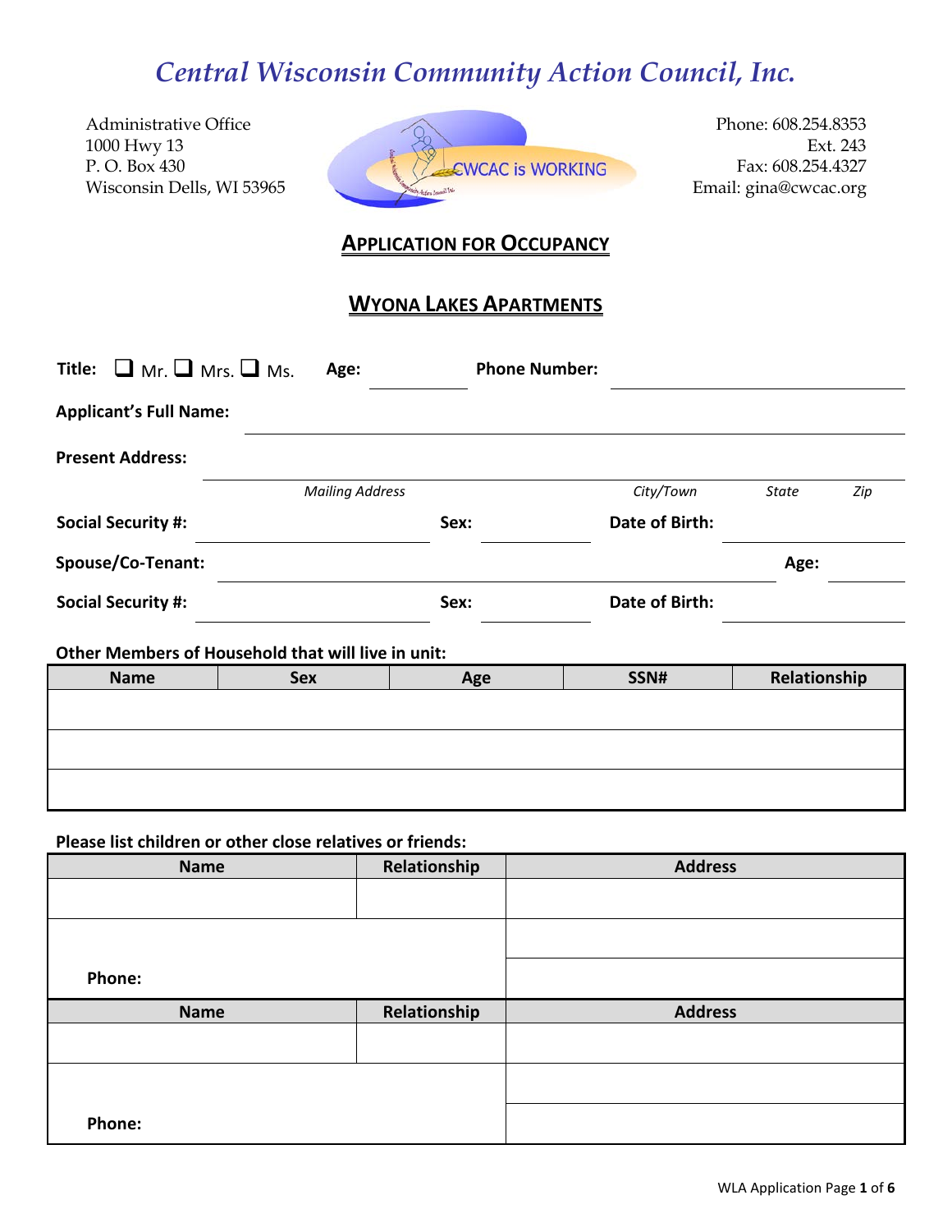# *Central Wisconsin Community Action Council, Inc.*

Administrative Office
1000 Hwy 13
P. O. Box 430
Wisconsin Dells, WI 53965

CWCAC is WORKING

Phone: 608.254.8353
Ext. 243
Fax: 608.254.4327
Email: gina@cwcac.org

## APPLICATION FOR OCCUPANCY

## WYONA LAKES APARTMENTS

**Title:** ❑ Mr. ❑ Mrs. ❑ Ms. **Age:** ________ **Phone Number:** ____________________

**Applicant's Full Name:** ______________________________________________

**Present Address:** ______________________________________________
*Mailing Address* *City/Town* *State* *Zip*

**Social Security #:** ____________ **Sex:** ________ **Date of Birth:** ____________

**Spouse/Co-Tenant:** ______________________________ **Age:** ________

**Social Security #:** ____________ **Sex:** ________ **Date of Birth:** ____________

**Other Members of Household that will live in unit:**

| Name | Sex | Age | SSN# | Relationship |
|---|---|---|---|---|
| | | | | |
| | | | | |
| | | | | |

**Please list children or other close relatives or friends:**

| Name | Relationship | Address |
|---|---|---|
| | | |
| | | |
| Phone: | | |
| **Name** | **Relationship** | **Address** |
| | | |
| | | |
| Phone: | | |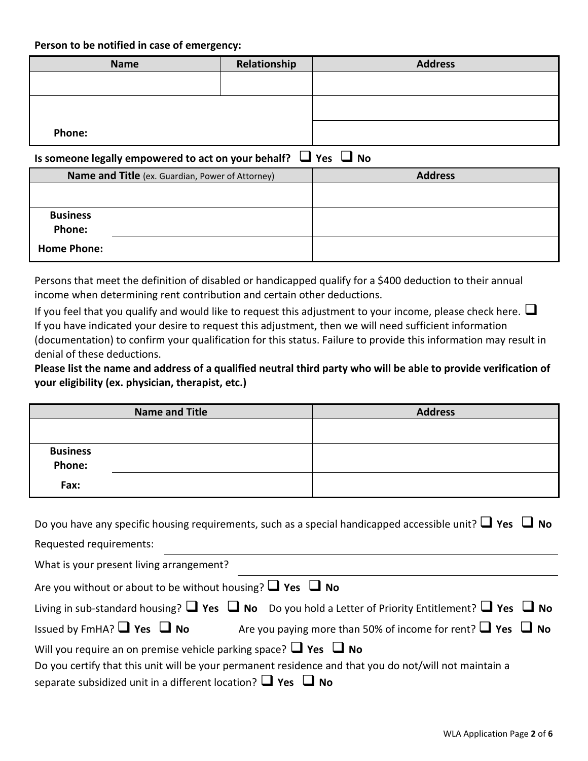**Person to be notified in case of emergency:**

| Name | Relationship | Address |
|---|---|---|
| | | |
| | | |
| **Phone:** | | |

**Is someone legally empowered to act on your behalf?** ❑ **Yes** ❑ **No**

| **Name and Title** (ex. Guardian, Power of Attorney) | Address |
|---|---|
| | |
| **Business Phone:** | |
| **Home Phone:** | |

Persons that meet the definition of disabled or handicapped qualify for a $400 deduction to their annual income when determining rent contribution and certain other deductions.

If you feel that you qualify and would like to request this adjustment to your income, please check here. ❑

If you have indicated your desire to request this adjustment, then we will need sufficient information (documentation) to confirm your qualification for this status. Failure to provide this information may result in denial of these deductions.

**Please list the name and address of a qualified neutral third party who will be able to provide verification of your eligibility (ex. physician, therapist, etc.)**

| Name and Title | Address |
|---|---|
| | |
| **Business Phone:** | |
| **Fax:** | |

Do you have any specific housing requirements, such as a special handicapped accessible unit? ❑ **Yes** ❑ **No**

Requested requirements: ______________________________

What is your present living arrangement? ______________________________

Are you without or about to be without housing? ❑ **Yes** ❑ **No**

Living in sub-standard housing? ❑ **Yes** ❑ **No** Do you hold a Letter of Priority Entitlement? ❑ **Yes** ❑ **No**

Issued by FmHA? ❑ **Yes** ❑ **No** Are you paying more than 50% of income for rent? ❑ **Yes** ❑ **No**

Will you require an on premise vehicle parking space? ❑ **Yes** ❑ **No**

Do you certify that this unit will be your permanent residence and that you do not/will not maintain a separate subsidized unit in a different location? ❑ **Yes** ❑ **No**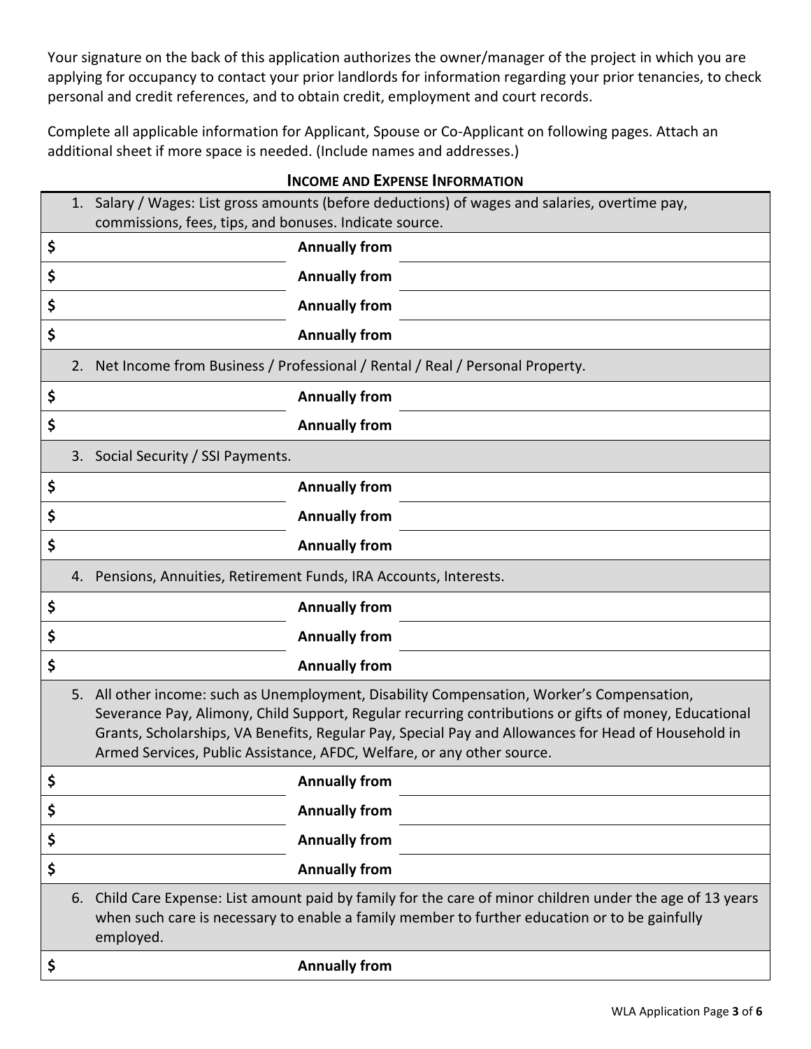Your signature on the back of this application authorizes the owner/manager of the project in which you are applying for occupancy to contact your prior landlords for information regarding your prior tenancies, to check personal and credit references, and to obtain credit, employment and court records.

Complete all applicable information for Applicant, Spouse or Co-Applicant on following pages. Attach an additional sheet if more space is needed. (Include names and addresses.)

## INCOME AND EXPENSE INFORMATION

| | | |
|---|---|---|
| 1. Salary / Wages: List gross amounts (before deductions) of wages and salaries, overtime pay, commissions, fees, tips, and bonuses. Indicate source. | | |
| $ | **Annually from** | |
| $ | **Annually from** | |
| $ | **Annually from** | |
| $ | **Annually from** | |
| 2. Net Income from Business / Professional / Rental / Real / Personal Property. | | |
| $ | **Annually from** | |
| $ | **Annually from** | |
| 3. Social Security / SSI Payments. | | |
| $ | **Annually from** | |
| $ | **Annually from** | |
| $ | **Annually from** | |
| 4. Pensions, Annuities, Retirement Funds, IRA Accounts, Interests. | | |
| $ | **Annually from** | |
| $ | **Annually from** | |
| $ | **Annually from** | |
| 5. All other income: such as Unemployment, Disability Compensation, Worker's Compensation, Severance Pay, Alimony, Child Support, Regular recurring contributions or gifts of money, Educational Grants, Scholarships, VA Benefits, Regular Pay, Special Pay and Allowances for Head of Household in Armed Services, Public Assistance, AFDC, Welfare, or any other source. | | |
| $ | **Annually from** | |
| $ | **Annually from** | |
| $ | **Annually from** | |
| $ | **Annually from** | |
| 6. Child Care Expense: List amount paid by family for the care of minor children under the age of 13 years when such care is necessary to enable a family member to further education or to be gainfully employed. | | |
| $ | **Annually from** | |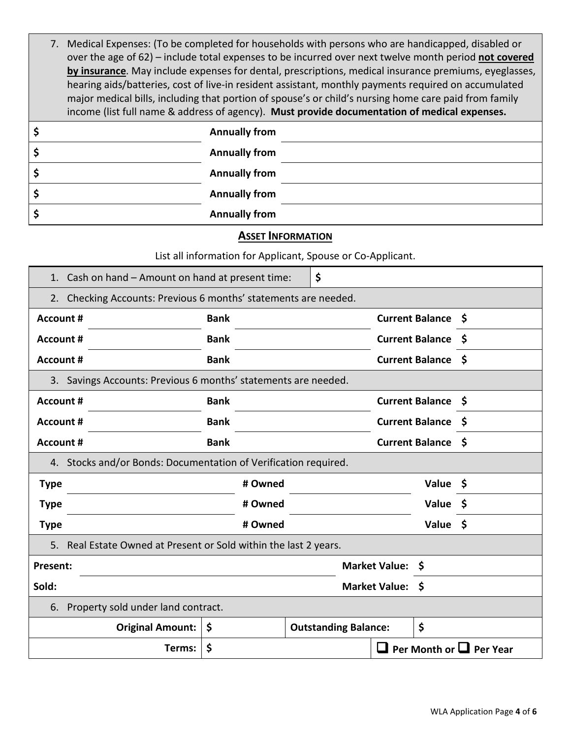7. Medical Expenses: (To be completed for households with persons who are handicapped, disabled or over the age of 62) – include total expenses to be incurred over next twelve month period **not covered by insurance**. May include expenses for dental, prescriptions, medical insurance premiums, eyeglasses, hearing aids/batteries, cost of live-in resident assistant, monthly payments required on accumulated major medical bills, including that portion of spouse's or child's nursing home care paid from family income (list full name & address of agency). **Must provide documentation of medical expenses.**

| | | |
|---|---|---|
| $ | **Annually from** | |
| $ | **Annually from** | |
| $ | **Annually from** | |
| $ | **Annually from** | |
| $ | **Annually from** | |

## ASSET INFORMATION

List all information for Applicant, Spouse or Co-Applicant.

1. Cash on hand – Amount on hand at present time: $

2. Checking Accounts: Previous 6 months' statements are needed.

| **Account #** | | **Bank** | | **Current Balance** | $ |
|---|---|---|---|---|---|
| **Account #** | | **Bank** | | **Current Balance** | $ |
| **Account #** | | **Bank** | | **Current Balance** | $ |

3. Savings Accounts: Previous 6 months' statements are needed.

| **Account #** | | **Bank** | | **Current Balance** | $ |
|---|---|---|---|---|---|
| **Account #** | | **Bank** | | **Current Balance** | $ |
| **Account #** | | **Bank** | | **Current Balance** | $ |

4. Stocks and/or Bonds: Documentation of Verification required.

| **Type** | | **# Owned** | | **Value** | $ |
|---|---|---|---|---|---|
| **Type** | | **# Owned** | | **Value** | $ |
| **Type** | | **# Owned** | | **Value** | $ |

5. Real Estate Owned at Present or Sold within the last 2 years.

| | | | |
|---|---|---|---|
| **Present:** | | **Market Value:** | $ |
| **Sold:** | | **Market Value:** | $ |

6. Property sold under land contract.

| | | | |
|---|---|---|---|
| **Original Amount:** | $ | **Outstanding Balance:** | $ |
| **Terms:** | $ | ❑ **Per Month or** ❑ **Per Year** | |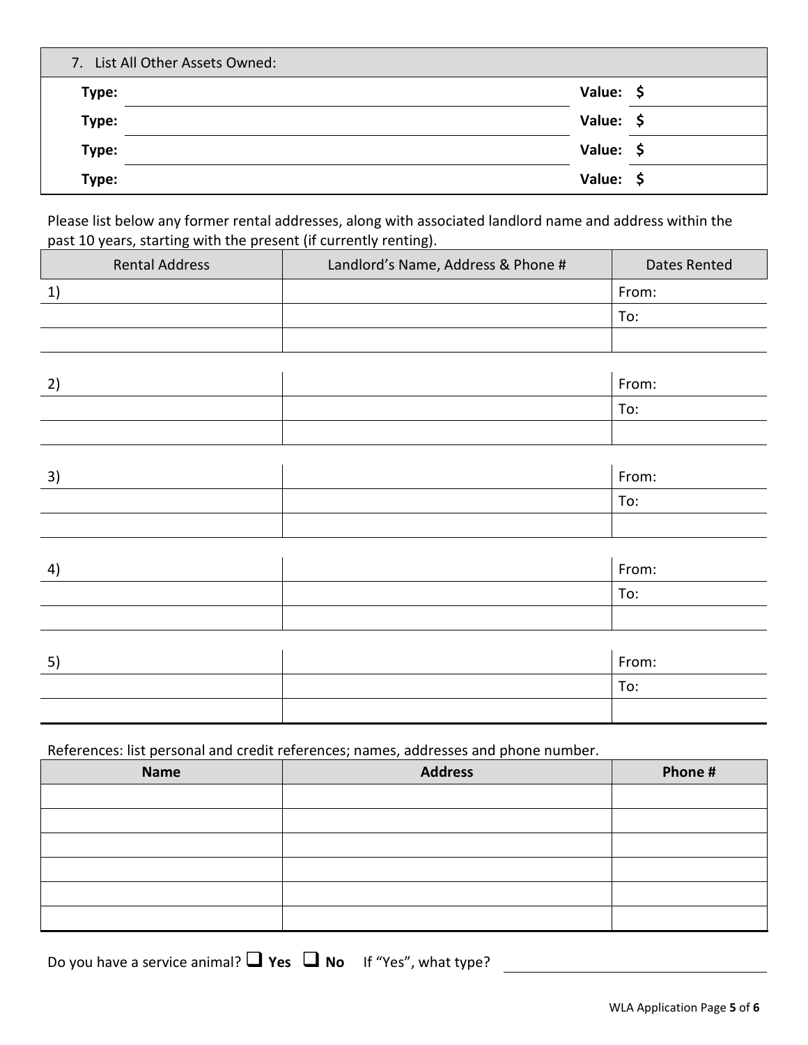| 7. List All Other Assets Owned: | | | |
|---|---|---|---|
| **Type:** | | **Value:** | **$** |
| **Type:** | | **Value:** | **$** |
| **Type:** | | **Value:** | **$** |
| **Type:** | | **Value:** | **$** |

Please list below any former rental addresses, along with associated landlord name and address within the past 10 years, starting with the present (if currently renting).

| Rental Address | Landlord's Name, Address & Phone # | Dates Rented |
|---|---|---|
| 1) | | From: |
| | | To: |
| | | |
| 2) | | From: |
| | | To: |
| | | |
| 3) | | From: |
| | | To: |
| | | |
| 4) | | From: |
| | | To: |
| | | |
| 5) | | From: |
| | | To: |
| | | |

References: list personal and credit references; names, addresses and phone number.

| **Name** | **Address** | **Phone #** |
|---|---|---|
| | | |
| | | |
| | | |
| | | |
| | | |
| | | |

Do you have a service animal? ❑ **Yes** ❑ **No** If "Yes", what type? \_\_\_\_\_\_\_\_\_\_\_\_\_\_\_\_\_\_\_\_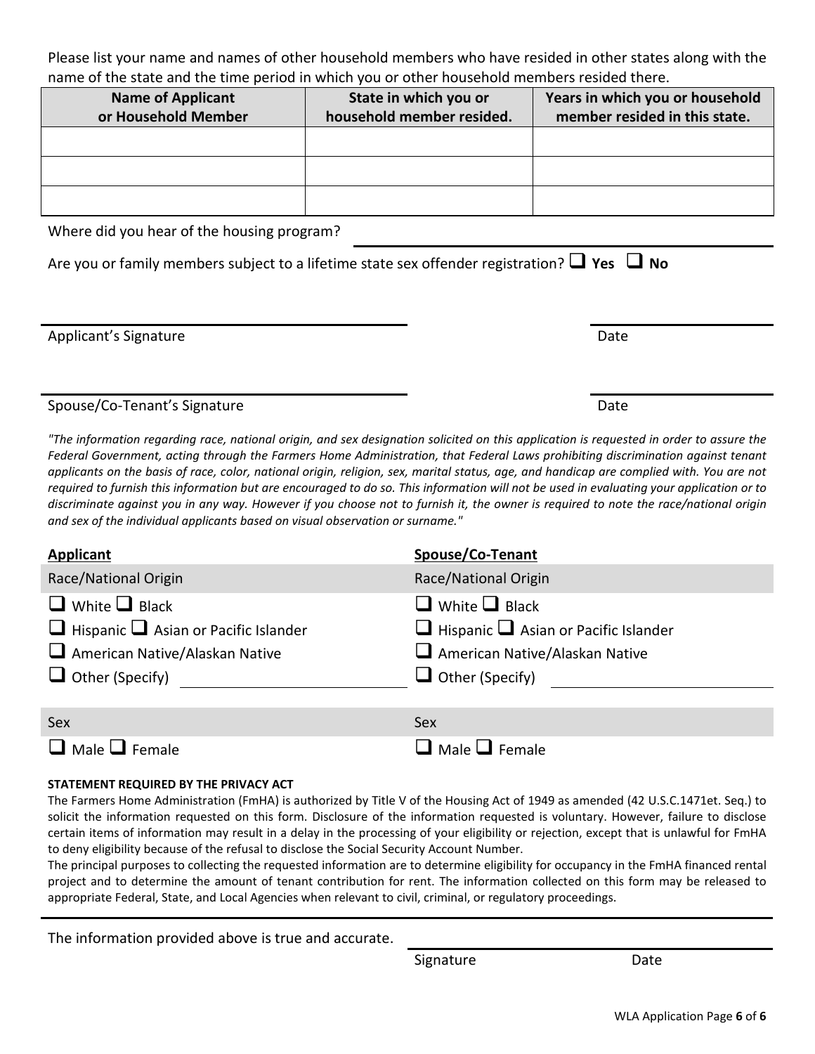Please list your name and names of other household members who have resided in other states along with the name of the state and the time period in which you or other household members resided there.

| Name of Applicant or Household Member | State in which you or household member resided. | Years in which you or household member resided in this state. |
| --- | --- | --- |
| | | |
| | | |
| | | |

Where did you hear of the housing program? ______________________________

Are you or family members subject to a lifetime state sex offender registration? ☐ **Yes** ☐ **No**

______________________________ ______________

Applicant's Signature Date

______________________________ ______________

Spouse/Co-Tenant's Signature Date

*"The information regarding race, national origin, and sex designation solicited on this application is requested in order to assure the Federal Government, acting through the Farmers Home Administration, that Federal Laws prohibiting discrimination against tenant applicants on the basis of race, color, national origin, religion, sex, marital status, age, and handicap are complied with. You are not required to furnish this information but are encouraged to do so. This information will not be used in evaluating your application or to discriminate against you in any way. However if you choose not to furnish it, the owner is required to note the race/national origin and sex of the individual applicants based on visual observation or surname."*

**Applicant**

Race/National Origin

☐ White ☐ Black

☐ Hispanic ☐ Asian or Pacific Islander

☐ American Native/Alaskan Native

☐ Other (Specify) ______________________

Sex

☐ Male ☐ Female

**Spouse/Co-Tenant**

Race/National Origin

☐ White ☐ Black

☐ Hispanic ☐ Asian or Pacific Islander

☐ American Native/Alaskan Native

☐ Other (Specify) ______________________

Sex

☐ Male ☐ Female

**STATEMENT REQUIRED BY THE PRIVACY ACT**

The Farmers Home Administration (FmHA) is authorized by Title V of the Housing Act of 1949 as amended (42 U.S.C.1471et. Seq.) to solicit the information requested on this form. Disclosure of the information requested is voluntary. However, failure to disclose certain items of information may result in a delay in the processing of your eligibility or rejection, except that is unlawful for FmHA to deny eligibility because of the refusal to disclose the Social Security Account Number.

The principal purposes to collecting the requested information are to determine eligibility for occupancy in the FmHA financed rental project and to determine the amount of tenant contribution for rent. The information collected on this form may be released to appropriate Federal, State, and Local Agencies when relevant to civil, criminal, or regulatory proceedings.

The information provided above is true and accurate. ______________________________

Signature Date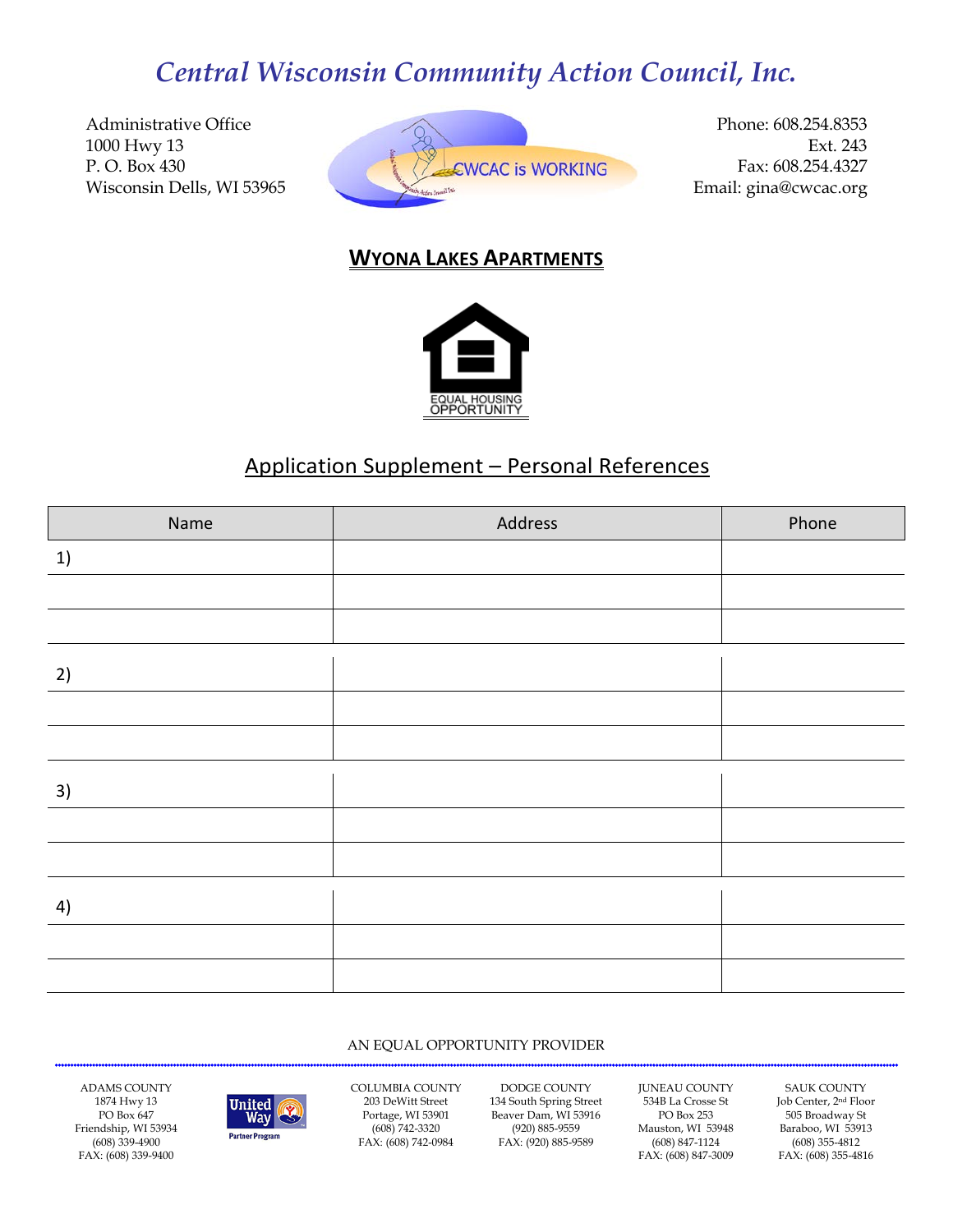# Central Wisconsin Community Action Council, Inc.

Administrative Office
1000 Hwy 13
P. O. Box 430
Wisconsin Dells, WI 53965

CWCAC is WORKING

Phone: 608.254.8353
Ext. 243
Fax: 608.254.4327
Email: gina@cwcac.org

## WYONA LAKES APARTMENTS

EQUAL HOUSING OPPORTUNITY

## Application Supplement – Personal References

| Name | Address | Phone |
|---|---|---|
| 1) | | |
| | | |
| | | |
| 2) | | |
| | | |
| | | |
| 3) | | |
| | | |
| | | |
| 4) | | |
| | | |
| | | |

AN EQUAL OPPORTUNITY PROVIDER

ADAMS COUNTY
1874 Hwy 13
PO Box 647
Friendship, WI 53934
(608) 339-4900
FAX: (608) 339-9400

United Way Partner Program

COLUMBIA COUNTY
203 DeWitt Street
Portage, WI 53901
(608) 742-3320
FAX: (608) 742-0984

DODGE COUNTY
134 South Spring Street
Beaver Dam, WI 53916
(920) 885-9559
FAX: (920) 885-9589

JUNEAU COUNTY
534B La Crosse St
PO Box 253
Mauston, WI 53948
(608) 847-1124
FAX: (608) 847-3009

SAUK COUNTY
Job Center, 2nd Floor
505 Broadway St
Baraboo, WI 53913
(608) 355-4812
FAX: (608) 355-4816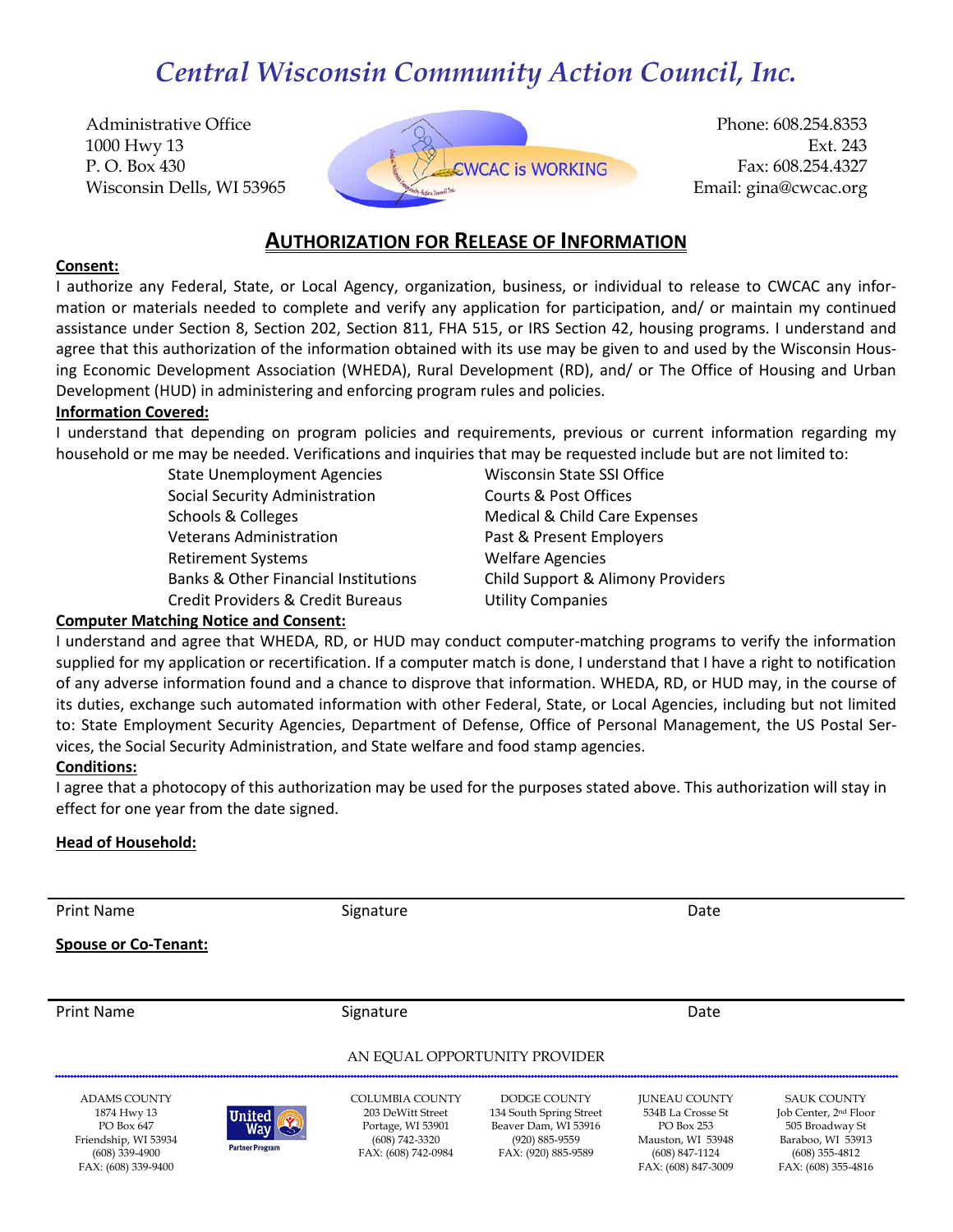# *Central Wisconsin Community Action Council, Inc.*

Administrative Office
1000 Hwy 13
P. O. Box 430
Wisconsin Dells, WI 53965

CWCAC is WORKING

Phone: 608.254.8353
Ext. 243
Fax: 608.254.4327
Email: gina@cwcac.org

## AUTHORIZATION FOR RELEASE OF INFORMATION

**Consent:**

I authorize any Federal, State, or Local Agency, organization, business, or individual to release to CWCAC any information or materials needed to complete and verify any application for participation, and/ or maintain my continued assistance under Section 8, Section 202, Section 811, FHA 515, or IRS Section 42, housing programs. I understand and agree that this authorization of the information obtained with its use may be given to and used by the Wisconsin Housing Economic Development Association (WHEDA), Rural Development (RD), and/ or The Office of Housing and Urban Development (HUD) in administering and enforcing program rules and policies.

**Information Covered:**

I understand that depending on program policies and requirements, previous or current information regarding my household or me may be needed. Verifications and inquiries that may be requested include but are not limited to:

| | |
|---|---|
| State Unemployment Agencies | Wisconsin State SSI Office |
| Social Security Administration | Courts & Post Offices |
| Schools & Colleges | Medical & Child Care Expenses |
| Veterans Administration | Past & Present Employers |
| Retirement Systems | Welfare Agencies |
| Banks & Other Financial Institutions | Child Support & Alimony Providers |
| Credit Providers & Credit Bureaus | Utility Companies |

**Computer Matching Notice and Consent:**

I understand and agree that WHEDA, RD, or HUD may conduct computer-matching programs to verify the information supplied for my application or recertification. If a computer match is done, I understand that I have a right to notification of any adverse information found and a chance to disprove that information. WHEDA, RD, or HUD may, in the course of its duties, exchange such automated information with other Federal, State, or Local Agencies, including but not limited to: State Employment Security Agencies, Department of Defense, Office of Personal Management, the US Postal Services, the Social Security Administration, and State welfare and food stamp agencies.

**Conditions:**

I agree that a photocopy of this authorization may be used for the purposes stated above. This authorization will stay in effect for one year from the date signed.

**Head of Household:**

\_\_\_\_\_\_\_\_\_\_\_\_\_\_\_\_\_\_\_\_\_\_\_\_\_\_\_\_\_\_\_\_\_\_\_\_\_\_\_\_\_\_\_\_\_\_\_\_\_\_\_\_\_\_\_\_\_\_\_\_

Print Name | Signature | Date

**Spouse or Co-Tenant:**

\_\_\_\_\_\_\_\_\_\_\_\_\_\_\_\_\_\_\_\_\_\_\_\_\_\_\_\_\_\_\_\_\_\_\_\_\_\_\_\_\_\_\_\_\_\_\_\_\_\_\_\_\_\_\_\_\_\_\_\_

Print Name | Signature | Date

AN EQUAL OPPORTUNITY PROVIDER

| ADAMS COUNTY | | COLUMBIA COUNTY | DODGE COUNTY | JUNEAU COUNTY | SAUK COUNTY |
|---|---|---|---|---|---|
| 1874 Hwy 13 | United Way Partner Program | 203 DeWitt Street | 134 South Spring Street | 534B La Crosse St | Job Center, 2nd Floor |
| PO Box 647 | | Portage, WI 53901 | Beaver Dam, WI 53916 | PO Box 253 | 505 Broadway St |
| Friendship, WI 53934 | | (608) 742-3320 | (920) 885-9559 | Mauston, WI 53948 | Baraboo, WI 53913 |
| (608) 339-4900 | | FAX: (608) 742-0984 | FAX: (920) 885-9589 | (608) 847-1124 | (608) 355-4812 |
| FAX: (608) 339-9400 | | | | FAX: (608) 847-3009 | FAX: (608) 355-4816 |